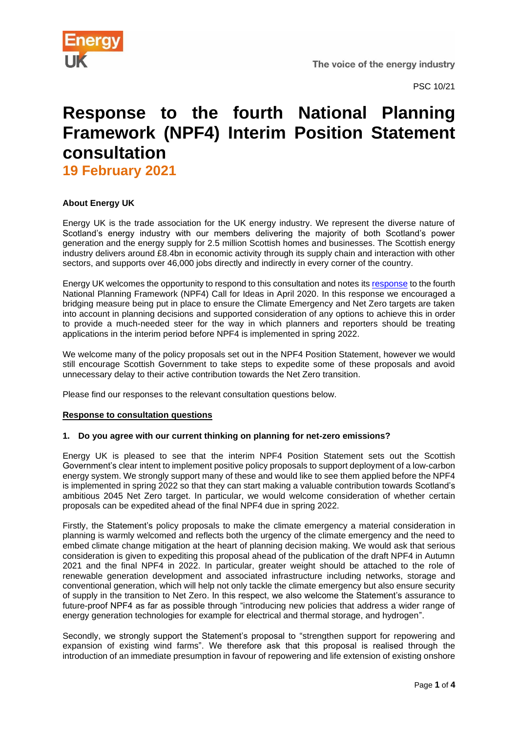PSC 10/21

# Response to the fourth National Planning Framework (NPF4) Interim Position Statement consultation

## 19 February 2021

**About Energy UK**

Energy UK is the trade association for the UK energy industry. We represent the diverse nature of Scotland's energy industry with our members delivering the majority of both Scotland's power generation and the energy supply for 2.5 million Scottish homes and businesses. The Scottish energy industry delivers around £8.4bn in economic activity through its supply chain and interaction with other sectors, and supports over 46,000 jobs directly and indirectly in every corner of the country.

Energy UK welcomes the opportunity to respond to this consultation and notes its response to the fourth National Planning Framework (NPF4) Call for Ideas in April 2020. In this response we encouraged a bridging measure being put in place to ensure the Climate Emergency and Net Zero targets are taken into account in planning decisions and supported consideration of any options to achieve this in order to provide a much-needed steer for the way in which planners and reporters should be treating applications in the interim period before NPF4 is implemented in spring 2022.

We welcome many of the policy proposals set out in the NPF4 Position Statement, however we would still encourage Scottish Government to take steps to expedite some of these proposals and avoid unnecessary delay to their active contribution towards the Net Zero transition.

Please find our responses to the relevant consultation questions below.

**Response to consultation questions**

**1. Do you agree with our current thinking on planning for net-zero emissions?**

Energy UK is pleased to see that the interim NPF4 Position Statement sets out the Scottish Government's clear intent to implement positive policy proposals to support deployment of a low-carbon energy system. We strongly support many of these and would like to see them applied before the NPF4 is implemented in spring 2022 so that they can start making a valuable contribution towards Scotland's ambitious 2045 Net Zero target. In particular, we would welcome consideration of whether certain proposals can be expedited ahead of the final NPF4 due in spring 2022.

Firstly, the Statement's policy proposals to make the climate emergency a material consideration in planning is warmly welcomed and reflects both the urgency of the climate emergency and the need to embed climate change mitigation at the heart of planning decision making. We would ask that serious consideration is given to expediting this proposal ahead of the publication of the draft NPF4 in Autumn 2021 and the final NPF4 in 2022. In particular, greater weight should be attached to the role of renewable generation development and associated infrastructure including networks, storage and conventional generation, which will help not only tackle the climate emergency but also ensure security of supply in the transition to Net Zero. In this respect, we also welcome the Statement's assurance to future-proof NPF4 as far as possible through "introducing new policies that address a wider range of energy generation technologies for example for electrical and thermal storage, and hydrogen".

Secondly, we strongly support the Statement's proposal to "strengthen support for repowering and expansion of existing wind farms". We therefore ask that this proposal is realised through the introduction of an immediate presumption in favour of repowering and life extension of existing onshore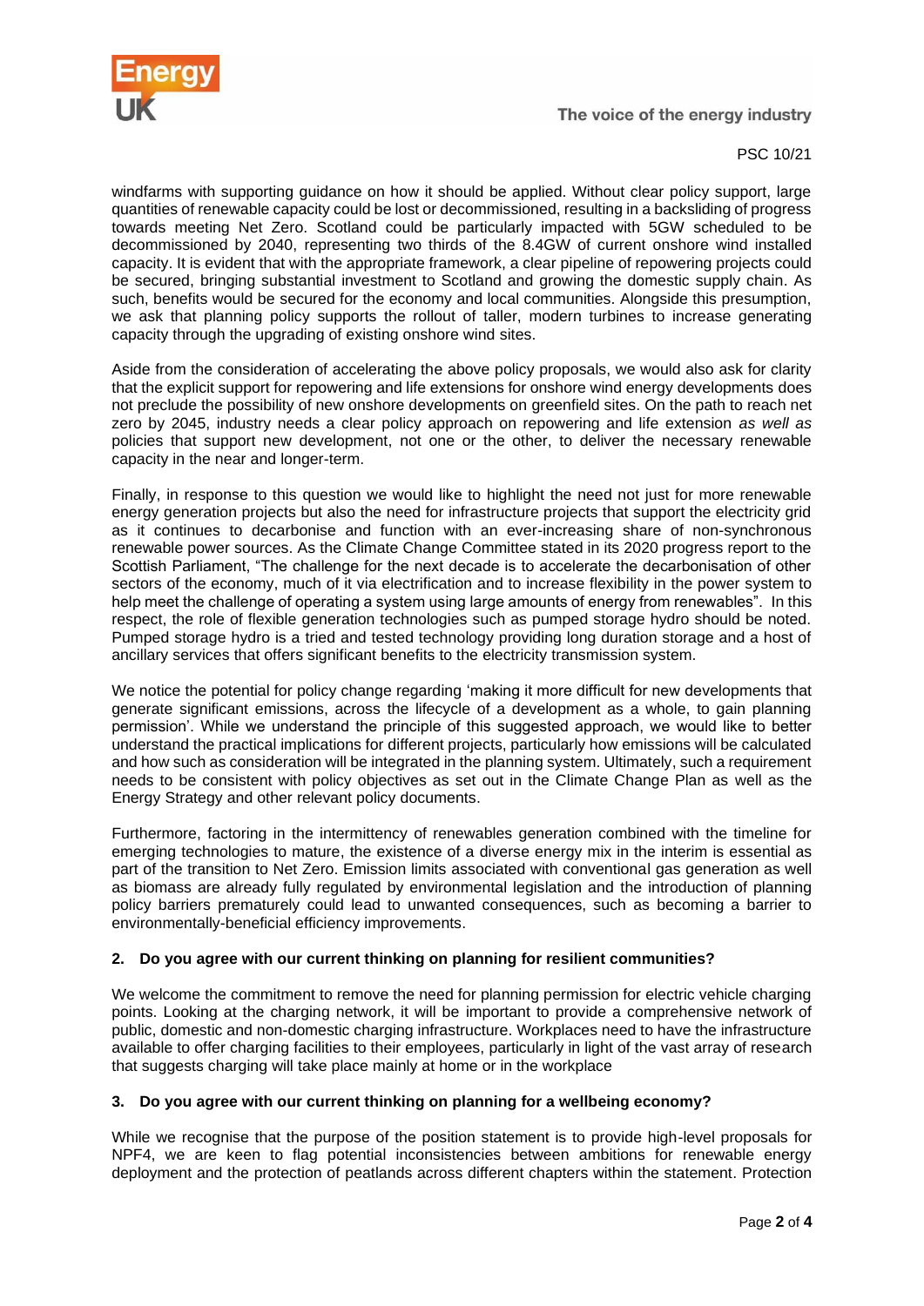windfarms with supporting guidance on how it should be applied. Without clear policy support, large quantities of renewable capacity could be lost or decommissioned, resulting in a backsliding of progress towards meeting Net Zero. Scotland could be particularly impacted with 5GW scheduled to be decommissioned by 2040, representing two thirds of the 8.4GW of current onshore wind installed capacity. It is evident that with the appropriate framework, a clear pipeline of repowering projects could be secured, bringing substantial investment to Scotland and growing the domestic supply chain. As such, benefits would be secured for the economy and local communities. Alongside this presumption, we ask that planning policy supports the rollout of taller, modern turbines to increase generating capacity through the upgrading of existing onshore wind sites.

Aside from the consideration of accelerating the above policy proposals, we would also ask for clarity that the explicit support for repowering and life extensions for onshore wind energy developments does not preclude the possibility of new onshore developments on greenfield sites. On the path to reach net zero by 2045, industry needs a clear policy approach on repowering and life extension *as well as* policies that support new development, not one or the other, to deliver the necessary renewable capacity in the near and longer-term.

Finally, in response to this question we would like to highlight the need not just for more renewable energy generation projects but also the need for infrastructure projects that support the electricity grid as it continues to decarbonise and function with an ever-increasing share of non-synchronous renewable power sources. As the Climate Change Committee stated in its 2020 progress report to the Scottish Parliament, "The challenge for the next decade is to accelerate the decarbonisation of other sectors of the economy, much of it via electrification and to increase flexibility in the power system to help meet the challenge of operating a system using large amounts of energy from renewables". In this respect, the role of flexible generation technologies such as pumped storage hydro should be noted. Pumped storage hydro is a tried and tested technology providing long duration storage and a host of ancillary services that offers significant benefits to the electricity transmission system.

We notice the potential for policy change regarding 'making it more difficult for new developments that generate significant emissions, across the lifecycle of a development as a whole, to gain planning permission'. While we understand the principle of this suggested approach, we would like to better understand the practical implications for different projects, particularly how emissions will be calculated and how such as consideration will be integrated in the planning system. Ultimately, such a requirement needs to be consistent with policy objectives as set out in the Climate Change Plan as well as the Energy Strategy and other relevant policy documents.

Furthermore, factoring in the intermittency of renewables generation combined with the timeline for emerging technologies to mature, the existence of a diverse energy mix in the interim is essential as part of the transition to Net Zero. Emission limits associated with conventional gas generation as well as biomass are already fully regulated by environmental legislation and the introduction of planning policy barriers prematurely could lead to unwanted consequences, such as becoming a barrier to environmentally-beneficial efficiency improvements.

**2. Do you agree with our current thinking on planning for resilient communities?**

We welcome the commitment to remove the need for planning permission for electric vehicle charging points. Looking at the charging network, it will be important to provide a comprehensive network of public, domestic and non-domestic charging infrastructure. Workplaces need to have the infrastructure available to offer charging facilities to their employees, particularly in light of the vast array of research that suggests charging will take place mainly at home or in the workplace

**3. Do you agree with our current thinking on planning for a wellbeing economy?**

While we recognise that the purpose of the position statement is to provide high-level proposals for NPF4, we are keen to flag potential inconsistencies between ambitions for renewable energy deployment and the protection of peatlands across different chapters within the statement. Protection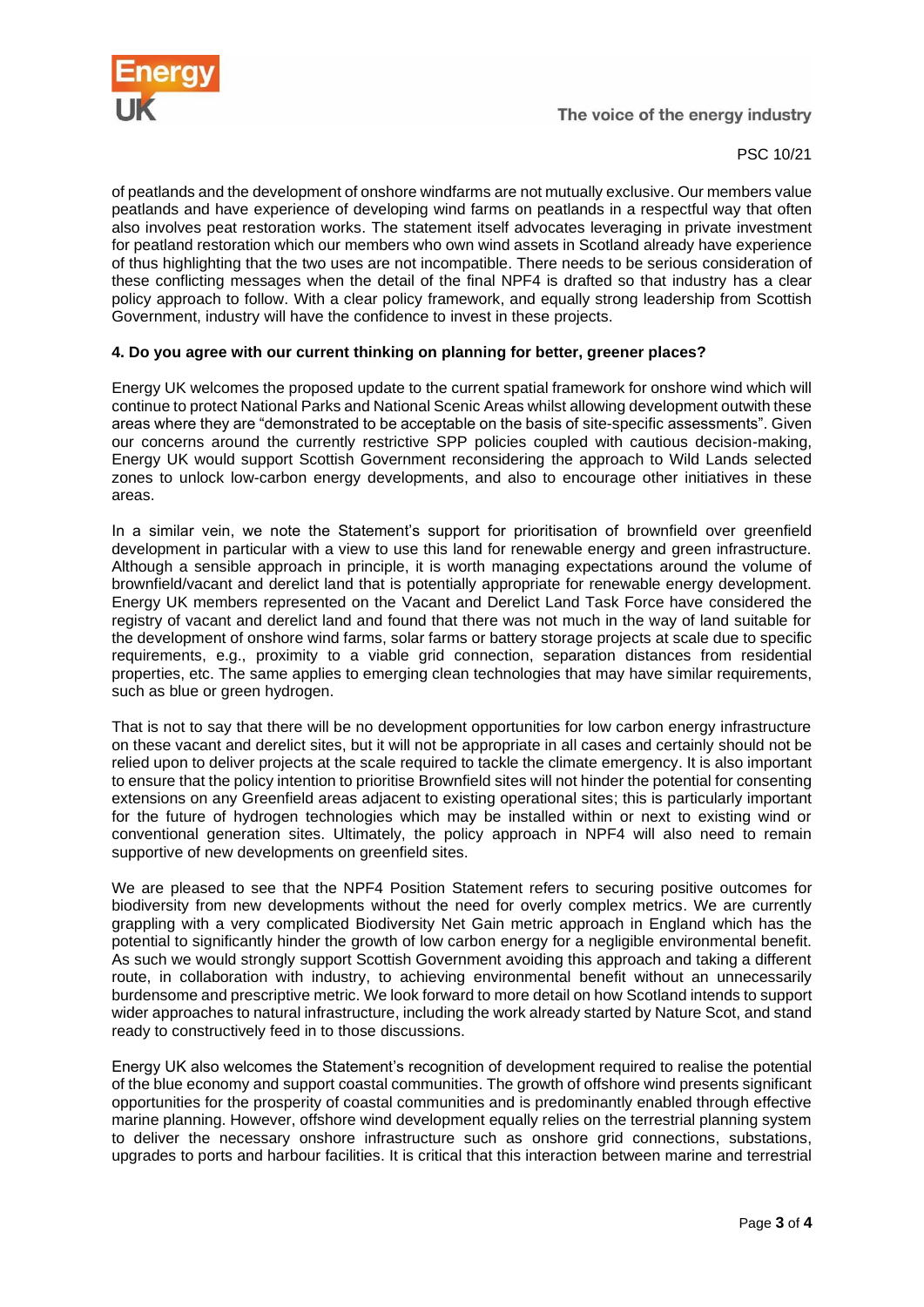of peatlands and the development of onshore windfarms are not mutually exclusive. Our members value peatlands and have experience of developing wind farms on peatlands in a respectful way that often also involves peat restoration works. The statement itself advocates leveraging in private investment for peatland restoration which our members who own wind assets in Scotland already have experience of thus highlighting that the two uses are not incompatible. There needs to be serious consideration of these conflicting messages when the detail of the final NPF4 is drafted so that industry has a clear policy approach to follow. With a clear policy framework, and equally strong leadership from Scottish Government, industry will have the confidence to invest in these projects.

**4. Do you agree with our current thinking on planning for better, greener places?**

Energy UK welcomes the proposed update to the current spatial framework for onshore wind which will continue to protect National Parks and National Scenic Areas whilst allowing development outwith these areas where they are "demonstrated to be acceptable on the basis of site-specific assessments". Given our concerns around the currently restrictive SPP policies coupled with cautious decision-making, Energy UK would support Scottish Government reconsidering the approach to Wild Lands selected zones to unlock low-carbon energy developments, and also to encourage other initiatives in these areas.

In a similar vein, we note the Statement's support for prioritisation of brownfield over greenfield development in particular with a view to use this land for renewable energy and green infrastructure. Although a sensible approach in principle, it is worth managing expectations around the volume of brownfield/vacant and derelict land that is potentially appropriate for renewable energy development. Energy UK members represented on the Vacant and Derelict Land Task Force have considered the registry of vacant and derelict land and found that there was not much in the way of land suitable for the development of onshore wind farms, solar farms or battery storage projects at scale due to specific requirements, e.g., proximity to a viable grid connection, separation distances from residential properties, etc. The same applies to emerging clean technologies that may have similar requirements, such as blue or green hydrogen.

That is not to say that there will be no development opportunities for low carbon energy infrastructure on these vacant and derelict sites, but it will not be appropriate in all cases and certainly should not be relied upon to deliver projects at the scale required to tackle the climate emergency. It is also important to ensure that the policy intention to prioritise Brownfield sites will not hinder the potential for consenting extensions on any Greenfield areas adjacent to existing operational sites; this is particularly important for the future of hydrogen technologies which may be installed within or next to existing wind or conventional generation sites. Ultimately, the policy approach in NPF4 will also need to remain supportive of new developments on greenfield sites.

We are pleased to see that the NPF4 Position Statement refers to securing positive outcomes for biodiversity from new developments without the need for overly complex metrics. We are currently grappling with a very complicated Biodiversity Net Gain metric approach in England which has the potential to significantly hinder the growth of low carbon energy for a negligible environmental benefit. As such we would strongly support Scottish Government avoiding this approach and taking a different route, in collaboration with industry, to achieving environmental benefit without an unnecessarily burdensome and prescriptive metric. We look forward to more detail on how Scotland intends to support wider approaches to natural infrastructure, including the work already started by Nature Scot, and stand ready to constructively feed in to those discussions.

Energy UK also welcomes the Statement's recognition of development required to realise the potential of the blue economy and support coastal communities. The growth of offshore wind presents significant opportunities for the prosperity of coastal communities and is predominantly enabled through effective marine planning. However, offshore wind development equally relies on the terrestrial planning system to deliver the necessary onshore infrastructure such as onshore grid connections, substations, upgrades to ports and harbour facilities. It is critical that this interaction between marine and terrestrial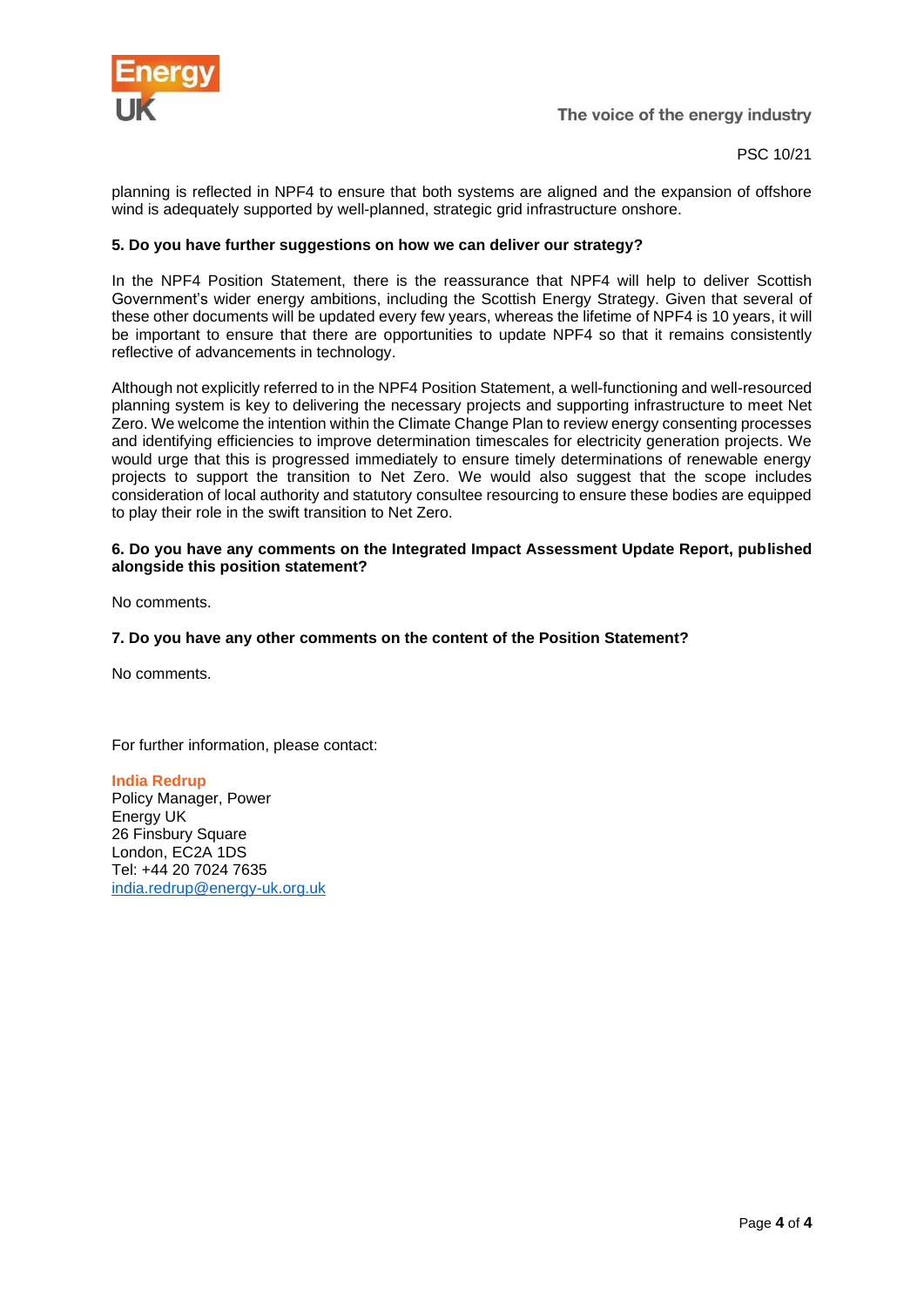planning is reflected in NPF4 to ensure that both systems are aligned and the expansion of offshore wind is adequately supported by well-planned, strategic grid infrastructure onshore.

**5. Do you have further suggestions on how we can deliver our strategy?**

In the NPF4 Position Statement, there is the reassurance that NPF4 will help to deliver Scottish Government's wider energy ambitions, including the Scottish Energy Strategy. Given that several of these other documents will be updated every few years, whereas the lifetime of NPF4 is 10 years, it will be important to ensure that there are opportunities to update NPF4 so that it remains consistently reflective of advancements in technology.

Although not explicitly referred to in the NPF4 Position Statement, a well-functioning and well-resourced planning system is key to delivering the necessary projects and supporting infrastructure to meet Net Zero. We welcome the intention within the Climate Change Plan to review energy consenting processes and identifying efficiencies to improve determination timescales for electricity generation projects. We would urge that this is progressed immediately to ensure timely determinations of renewable energy projects to support the transition to Net Zero. We would also suggest that the scope includes consideration of local authority and statutory consultee resourcing to ensure these bodies are equipped to play their role in the swift transition to Net Zero.

**6. Do you have any comments on the Integrated Impact Assessment Update Report, published alongside this position statement?**

No comments.

**7. Do you have any other comments on the content of the Position Statement?**

No comments.

For further information, please contact:

**India Redrup**
Policy Manager, Power
Energy UK
26 Finsbury Square
London, EC2A 1DS
Tel: +44 20 7024 7635
india.redrup@energy-uk.org.uk